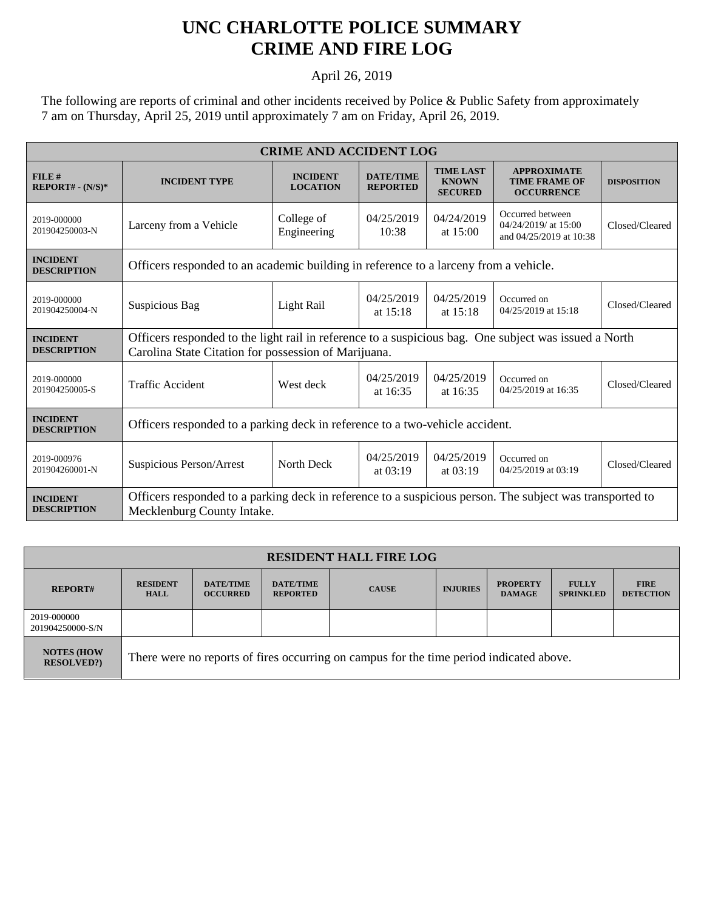# UNC CHARLOTTE POLICE SUMMARY
# CRIME AND FIRE LOG

April 26, 2019

The following are reports of criminal and other incidents received by Police & Public Safety from approximately 7 am on Thursday, April 25, 2019 until approximately 7 am on Friday, April 26, 2019.

| CRIME AND ACCIDENT LOG | | | | | | |
|---|---|---|---|---|---|---|
| **FILE # REPORT# - (N/S)*** | **INCIDENT TYPE** | **INCIDENT LOCATION** | **DATE/TIME REPORTED** | **TIME LAST KNOWN SECURED** | **APPROXIMATE TIME FRAME OF OCCURRENCE** | **DISPOSITION** |
| 2019-000000 201904250003-N | Larceny from a Vehicle | College of Engineering | 04/25/2019 10:38 | 04/24/2019 at 15:00 | Occurred between 04/24/2019/ at 15:00 and 04/25/2019 at 10:38 | Closed/Cleared |
| **INCIDENT DESCRIPTION** | Officers responded to an academic building in reference to a larceny from a vehicle. | | | | | |
| 2019-000000 201904250004-N | Suspicious Bag | Light Rail | 04/25/2019 at 15:18 | 04/25/2019 at 15:18 | Occurred on 04/25/2019 at 15:18 | Closed/Cleared |
| **INCIDENT DESCRIPTION** | Officers responded to the light rail in reference to a suspicious bag. One subject was issued a North Carolina State Citation for possession of Marijuana. | | | | | |
| 2019-000000 201904250005-S | Traffic Accident | West deck | 04/25/2019 at 16:35 | 04/25/2019 at 16:35 | Occurred on 04/25/2019 at 16:35 | Closed/Cleared |
| **INCIDENT DESCRIPTION** | Officers responded to a parking deck in reference to a two-vehicle accident. | | | | | |
| 2019-000976 201904260001-N | Suspicious Person/Arrest | North Deck | 04/25/2019 at 03:19 | 04/25/2019 at 03:19 | Occurred on 04/25/2019 at 03:19 | Closed/Cleared |
| **INCIDENT DESCRIPTION** | Officers responded to a parking deck in reference to a suspicious person. The subject was transported to Mecklenburg County Intake. | | | | | |

| RESIDENT HALL FIRE LOG | | | | | | | | |
|---|---|---|---|---|---|---|---|---|
| **REPORT#** | **RESIDENT HALL** | **DATE/TIME OCCURRED** | **DATE/TIME REPORTED** | **CAUSE** | **INJURIES** | **PROPERTY DAMAGE** | **FULLY SPRINKLED** | **FIRE DETECTION** |
| 2019-000000 201904250000-S/N | | | | | | | | |
| **NOTES (HOW RESOLVED?)** | There were no reports of fires occurring on campus for the time period indicated above. | | | | | | | |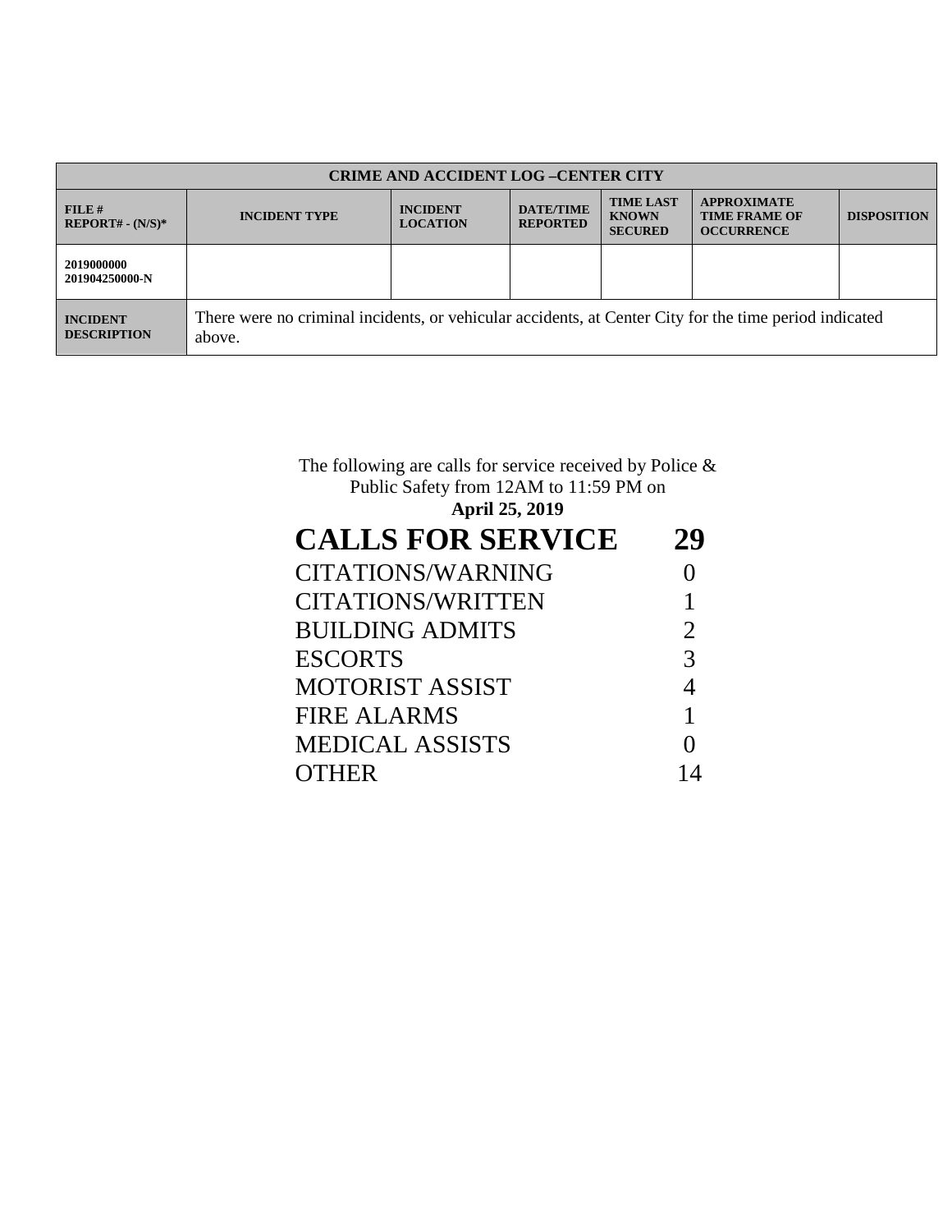| CRIME AND ACCIDENT LOG –CENTER CITY | | | | | | |
|---|---|---|---|---|---|---|
| **FILE # REPORT# - (N/S)*** | **INCIDENT TYPE** | **INCIDENT LOCATION** | **DATE/TIME REPORTED** | **TIME LAST KNOWN SECURED** | **APPROXIMATE TIME FRAME OF OCCURRENCE** | **DISPOSITION** |
| **2019000000 201904250000-N** | | | | | | |
| **INCIDENT DESCRIPTION** | There were no criminal incidents, or vehicular accidents, at Center City for the time period indicated above. | | | | | |

The following are calls for service received by Police & Public Safety from 12AM to 11:59 PM on

**April 25, 2019**

| | |
|---|---|
| **CALLS FOR SERVICE** | **29** |
| CITATIONS/WARNING | 0 |
| CITATIONS/WRITTEN | 1 |
| BUILDING ADMITS | 2 |
| ESCORTS | 3 |
| MOTORIST ASSIST | 4 |
| FIRE ALARMS | 1 |
| MEDICAL ASSISTS | 0 |
| OTHER | 14 |